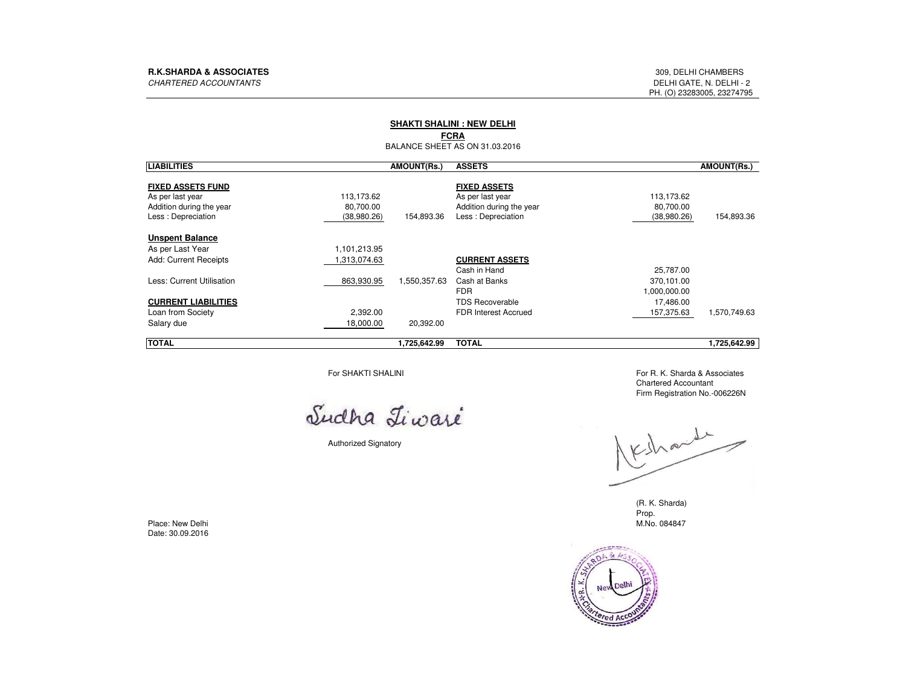**R.K.SHARDA & ASSOCIATES**
*CHARTERED ACCOUNTANTS*

309, DELHI CHAMBERS
DELHI GATE, N. DELHI - 2
PH. (O) 23283005, 23274795

## SHAKTI SHALINI : NEW DELHI

### FCRA

BALANCE SHEET AS ON 31.03.2016

| LIABILITIES | | AMOUNT(Rs.) | ASSETS | | AMOUNT(Rs.) |
|---|---|---|---|---|---|
| **FIXED ASSETS FUND** | | | **FIXED ASSETS** | | |
| As per last year | 113,173.62 | | As per last year | 113,173.62 | |
| Addition during the year | 80,700.00 | | Addition during the year | 80,700.00 | |
| Less : Depreciation | (38,980.26) | 154,893.36 | Less : Depreciation | (38,980.26) | 154,893.36 |
| **Unspent Balance** | | | | | |
| As per Last Year | 1,101,213.95 | | | | |
| Add: Current Receipts | 1,313,074.63 | | **CURRENT ASSETS** | | |
| | | | Cash in Hand | 25,787.00 | |
| Less: Current Utilisation | 863,930.95 | 1,550,357.63 | Cash at Banks | 370,101.00 | |
| | | | FDR | 1,000,000.00 | |
| **CURRENT LIABILITIES** | | | TDS Recoverable | 17,486.00 | |
| Loan from Society | 2,392.00 | | FDR Interest Accrued | 157,375.63 | 1,570,749.63 |
| Salary due | 18,000.00 | 20,392.00 | | | |
| **TOTAL** | | **1,725,642.99** | **TOTAL** | | **1,725,642.99** |

For SHAKTI SHALINI

Sudha Tiwari

Authorized Signatory

For R. K. Sharda & Associates
Chartered Accountant
Firm Registration No.-006226N

(R. K. Sharda)
Prop.
M.No. 084847

Place: New Delhi
Date: 30.09.2016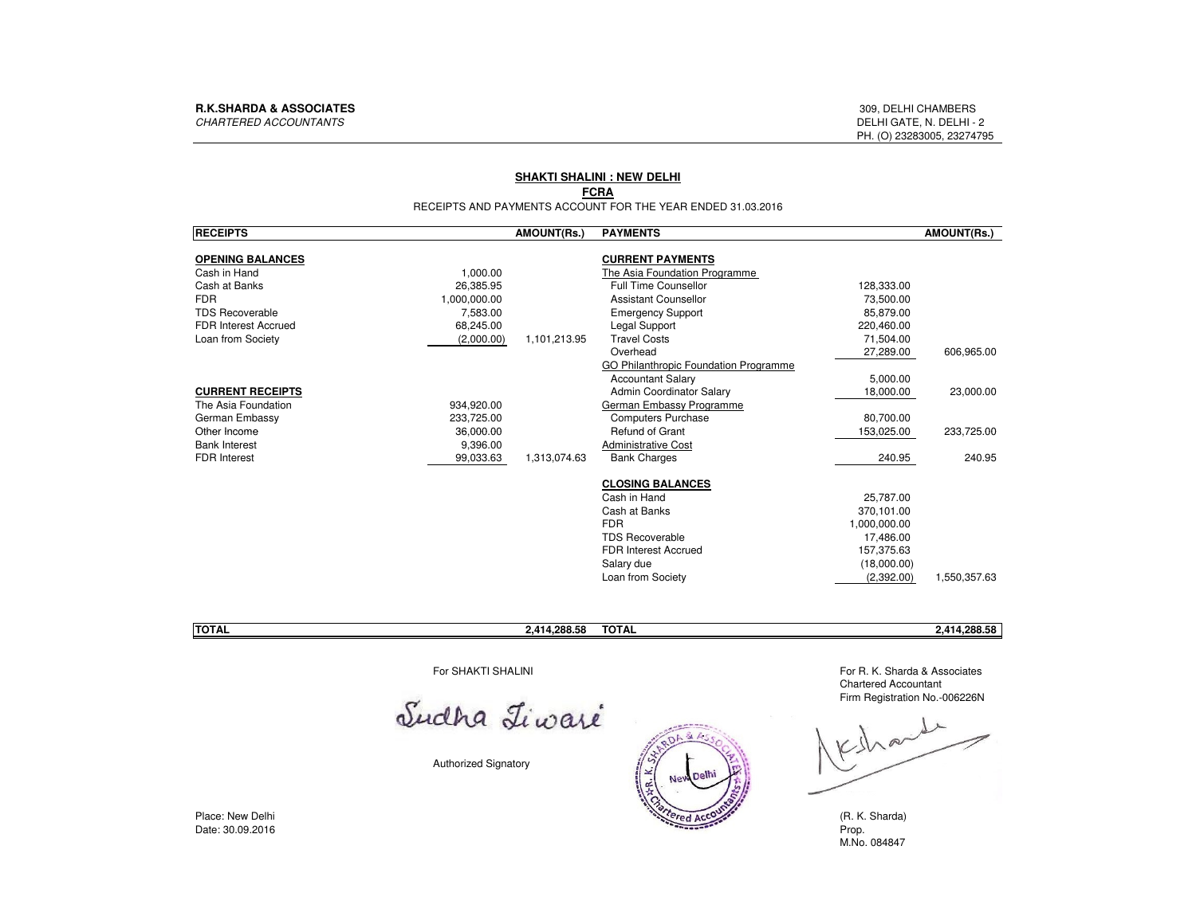**R.K.SHARDA & ASSOCIATES**
*CHARTERED ACCOUNTANTS*

309, DELHI CHAMBERS
DELHI GATE, N. DELHI - 2
PH. (O) 23283005, 23274795

## SHAKTI SHALINI : NEW DELHI

### FCRA

RECEIPTS AND PAYMENTS ACCOUNT FOR THE YEAR ENDED 31.03.2016

| RECEIPTS | | AMOUNT(Rs.) | PAYMENTS | | AMOUNT(Rs.) |
|---|---|---|---|---|---|
| **OPENING BALANCES** | | | **CURRENT PAYMENTS** | | |
| Cash in Hand | 1,000.00 | | The Asia Foundation Programme | | |
| Cash at Banks | 26,385.95 | | Full Time Counsellor | 128,333.00 | |
| FDR | 1,000,000.00 | | Assistant Counsellor | 73,500.00 | |
| TDS Recoverable | 7,583.00 | | Emergency Support | 85,879.00 | |
| FDR Interest Accrued | 68,245.00 | | Legal Support | 220,460.00 | |
| Loan from Society | (2,000.00) | 1,101,213.95 | Travel Costs | 71,504.00 | |
| | | | Overhead | 27,289.00 | 606,965.00 |
| | | | GO Philanthropic Foundation Programme | | |
| | | | Accountant Salary | 5,000.00 | |
| **CURRENT RECEIPTS** | | | Admin Coordinator Salary | 18,000.00 | 23,000.00 |
| The Asia Foundation | 934,920.00 | | German Embassy Programme | | |
| German Embassy | 233,725.00 | | Computers Purchase | 80,700.00 | |
| Other Income | 36,000.00 | | Refund of Grant | 153,025.00 | 233,725.00 |
| Bank Interest | 9,396.00 | | Administrative Cost | | |
| FDR Interest | 99,033.63 | 1,313,074.63 | Bank Charges | 240.95 | 240.95 |
| | | | **CLOSING BALANCES** | | |
| | | | Cash in Hand | 25,787.00 | |
| | | | Cash at Banks | 370,101.00 | |
| | | | FDR | 1,000,000.00 | |
| | | | TDS Recoverable | 17,486.00 | |
| | | | FDR Interest Accrued | 157,375.63 | |
| | | | Salary due | (18,000.00) | |
| | | | Loan from Society | (2,392.00) | 1,550,357.63 |
| **TOTAL** | | **2,414,288.58** | **TOTAL** | | **2,414,288.58** |

For SHAKTI SHALINI

Sudha Tiwari

Authorized Signatory

For R. K. Sharda & Associates
Chartered Accountant
Firm Registration No.-006226N

(R. K. Sharda)
Prop.
M.No. 084847

Place: New Delhi
Date: 30.09.2016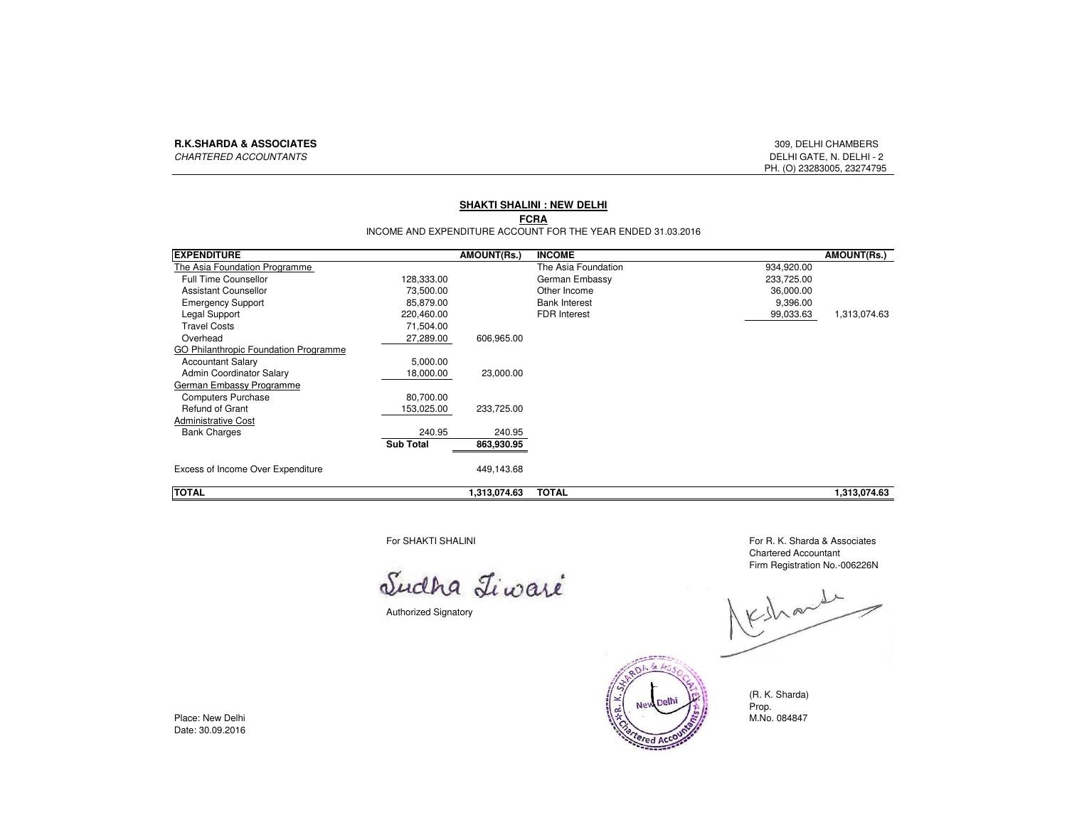**R.K.SHARDA & ASSOCIATES**
*CHARTERED ACCOUNTANTS*

309, DELHI CHAMBERS
DELHI GATE, N. DELHI - 2
PH. (O) 23283005, 23274795

**SHAKTI SHALINI : NEW DELHI**

**FCRA**

INCOME AND EXPENDITURE ACCOUNT FOR THE YEAR ENDED 31.03.2016

| **EXPENDITURE** | | **AMOUNT(Rs.)** | **INCOME** | | **AMOUNT(Rs.)** |
|---|---|---|---|---|---|
| The Asia Foundation Programme | | | The Asia Foundation | 934,920.00 | |
| Full Time Counsellor | 128,333.00 | | German Embassy | 233,725.00 | |
| Assistant Counsellor | 73,500.00 | | Other Income | 36,000.00 | |
| Emergency Support | 85,879.00 | | Bank Interest | 9,396.00 | |
| Legal Support | 220,460.00 | | FDR Interest | 99,033.63 | 1,313,074.63 |
| Travel Costs | 71,504.00 | | | | |
| Overhead | 27,289.00 | 606,965.00 | | | |
| GO Philanthropic Foundation Programme | | | | | |
| Accountant Salary | 5,000.00 | | | | |
| Admin Coordinator Salary | 18,000.00 | 23,000.00 | | | |
| German Embassy Programme | | | | | |
| Computers Purchase | 80,700.00 | | | | |
| Refund of Grant | 153,025.00 | 233,725.00 | | | |
| Administrative Cost | | | | | |
| Bank Charges | 240.95 | 240.95 | | | |
| | **Sub Total** | **863,930.95** | | | |
| Excess of Income Over Expenditure | | 449,143.68 | | | |
| **TOTAL** | | **1,313,074.63** | **TOTAL** | | **1,313,074.63** |

For SHAKTI SHALINI

Sudha Tiwari

Authorized Signatory

For R. K. Sharda & Associates
Chartered Accountant
Firm Registration No.-006226N

(R. K. Sharda)
Prop.
M.No. 084847

Place: New Delhi
Date: 30.09.2016